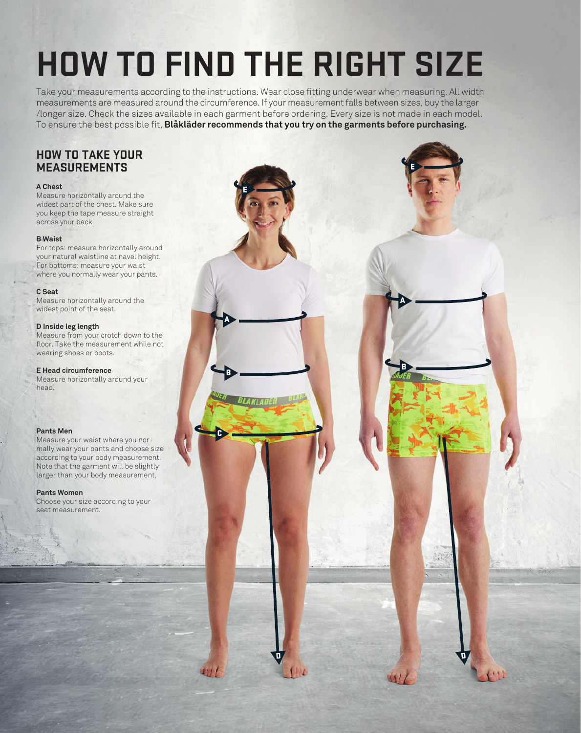# HOW TO FIND THE RIGHT SIZE

Take your measurements according to the instructions. Wear close fitting underwear when measuring. All width measurements are measured around the circumference. If your measurement falls between sizes, buy the larger /longer size. Check the sizes available in each garment before ordering. Every size is not made in each model. To ensure the best possible fit, **Blåkläder recommends that you try on the garments before purchasing.**

## HOW TO TAKE YOUR MEASUREMENTS

**A Chest**
Measure horizontally around the widest part of the chest. Make sure you keep the tape measure straight across your back.

**B Waist**
For tops: measure horizontally around your natural waistline at navel height. For bottoms: measure your waist where you normally wear your pants.

**C Seat**
Measure horizontally around the widest point of the seat.

**D Inside leg length**
Measure from your crotch down to the floor. Take the measurement while not wearing shoes or boots.

**E Head circumference**
Measure horizontally around your head.

**Pants Men**
Measure your waist where you normally wear your pants and choose size according to your body measurement. Note that the garment will be slightly larger than your body measurement.

**Pants Women**
Choose your size according to your seat measurement.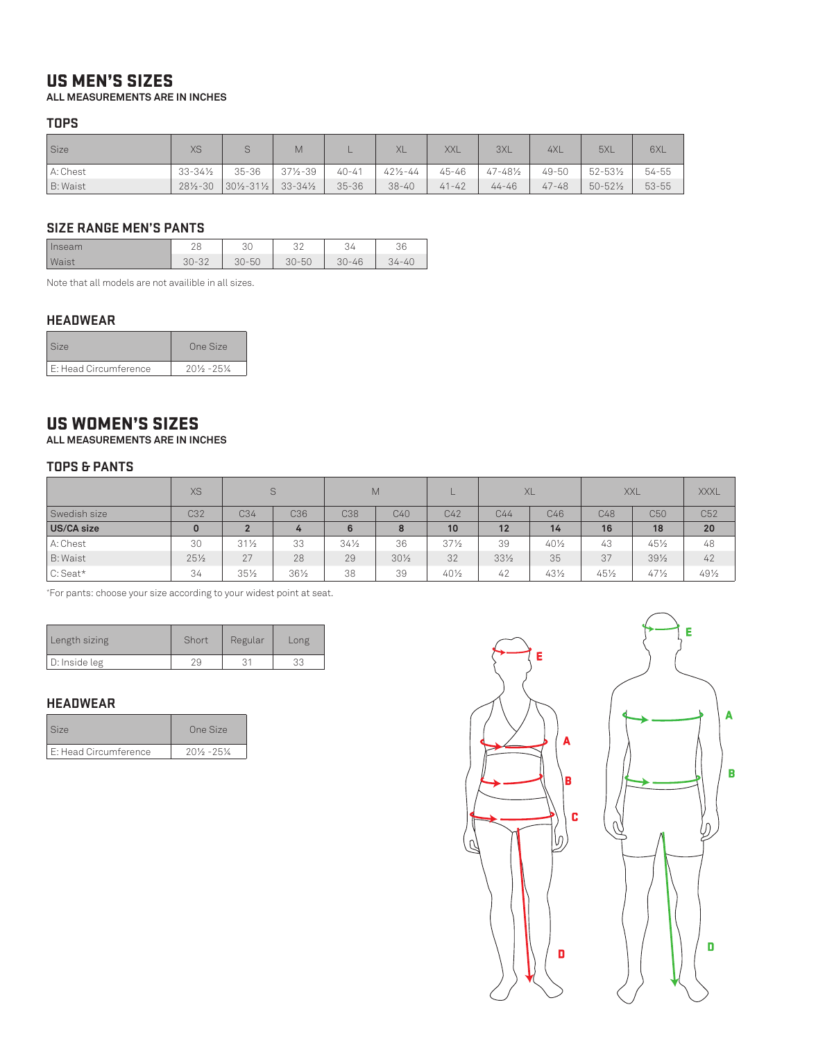# US MEN'S SIZES

**ALL MEASUREMENTS ARE IN INCHES**

## TOPS

| Size | XS | S | M | L | XL | XXL | 3XL | 4XL | 5XL | 6XL |
|---|---|---|---|---|---|---|---|---|---|---|
| A: Chest | 33-34½ | 35-36 | 37½-39 | 40-41 | 42½-44 | 45-46 | 47-48½ | 49-50 | 52-53½ | 54-55 |
| B: Waist | 28½-30 | 30½-31½ | 33-34½ | 35-36 | 38-40 | 41-42 | 44-46 | 47-48 | 50-52½ | 53-55 |

## SIZE RANGE MEN'S PANTS

| Inseam | 28 | 30 | 32 | 34 | 36 |
|---|---|---|---|---|---|
| Waist | 30-32 | 30-50 | 30-50 | 30-46 | 34-40 |

Note that all models are not availible in all sizes.

## HEADWEAR

| Size | One Size |
|---|---|
| E: Head Circumference | 20½ -25¼ |

# US WOMEN'S SIZES

**ALL MEASUREMENTS ARE IN INCHES**

## TOPS & PANTS

| | XS | S | | M | | L | XL | | XXL | | XXXL |
|---|---|---|---|---|---|---|---|---|---|---|---|
| Swedish size | C32 | C34 | C36 | C38 | C40 | C42 | C44 | C46 | C48 | C50 | C52 |
| **US/CA size** | **0** | **2** | **4** | **6** | **8** | **10** | **12** | **14** | **16** | **18** | **20** |
| A: Chest | 30 | 31½ | 33 | 34½ | 36 | 37½ | 39 | 40½ | 43 | 45½ | 48 |
| B: Waist | 25½ | 27 | 28 | 29 | 30½ | 32 | 33½ | 35 | 37 | 39½ | 42 |
| C: Seat* | 34 | 35½ | 36½ | 38 | 39 | 40½ | 42 | 43½ | 45½ | 47½ | 49½ |

*For pants: choose your size according to your widest point at seat.

| Length sizing | Short | Regular | Long |
|---|---|---|---|
| D: Inside leg | 29 | 31 | 33 |

## HEADWEAR

| Size | One Size |
|---|---|
| E: Head Circumference | 20½ -25¼ |

E
A
B
C
D
E
A
B
D